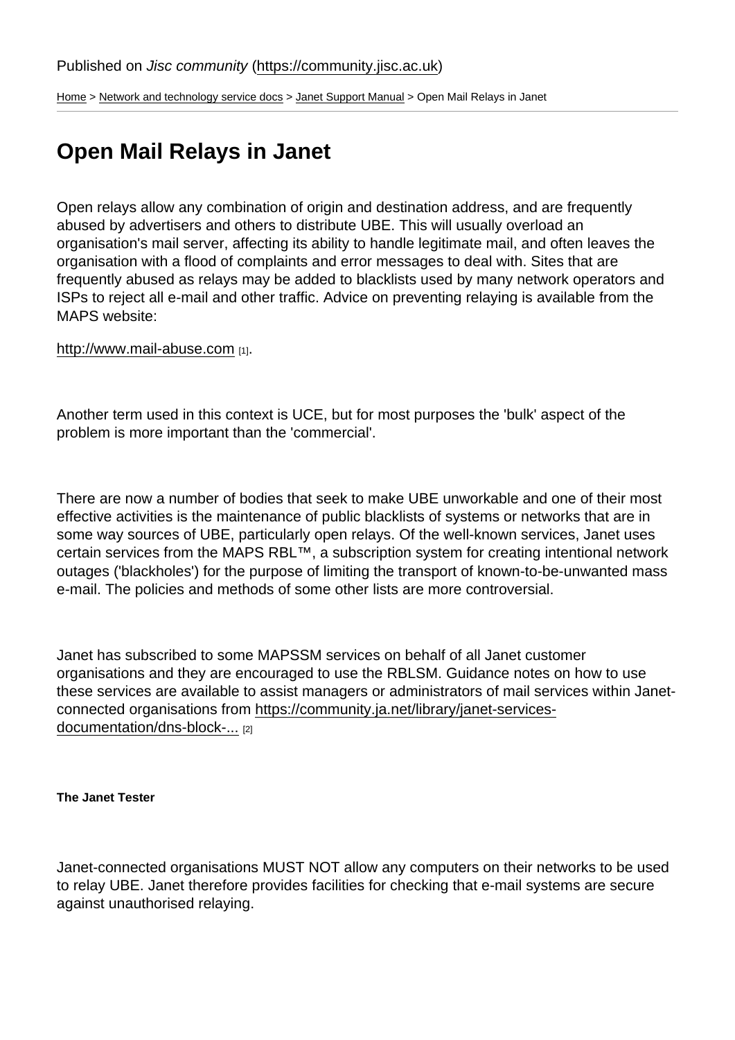Published on *Jisc community* (https://community.jisc.ac.uk)

Home > Network and technology service docs > Janet Support Manual > Open Mail Relays in Janet

# Open Mail Relays in Janet

Open relays allow any combination of origin and destination address, and are frequently abused by advertisers and others to distribute UBE. This will usually overload an organisation's mail server, affecting its ability to handle legitimate mail, and often leaves the organisation with a flood of complaints and error messages to deal with. Sites that are frequently abused as relays may be added to blacklists used by many network operators and ISPs to reject all e-mail and other traffic. Advice on preventing relaying is available from the MAPS website:

http://www.mail-abuse.com [1].

Another term used in this context is UCE, but for most purposes the 'bulk' aspect of the problem is more important than the 'commercial'.

There are now a number of bodies that seek to make UBE unworkable and one of their most effective activities is the maintenance of public blacklists of systems or networks that are in some way sources of UBE, particularly open relays. Of the well-known services, Janet uses certain services from the MAPS RBL™, a subscription system for creating intentional network outages ('blackholes') for the purpose of limiting the transport of known-to-be-unwanted mass e-mail. The policies and methods of some other lists are more controversial.

Janet has subscribed to some MAPSSM services on behalf of all Janet customer organisations and they are encouraged to use the RBLSM. Guidance notes on how to use these services are available to assist managers or administrators of mail services within Janet-connected organisations from https://community.ja.net/library/janet-services-documentation/dns-block-... [2]

##### The Janet Tester

Janet-connected organisations MUST NOT allow any computers on their networks to be used to relay UBE. Janet therefore provides facilities for checking that e-mail systems are secure against unauthorised relaying.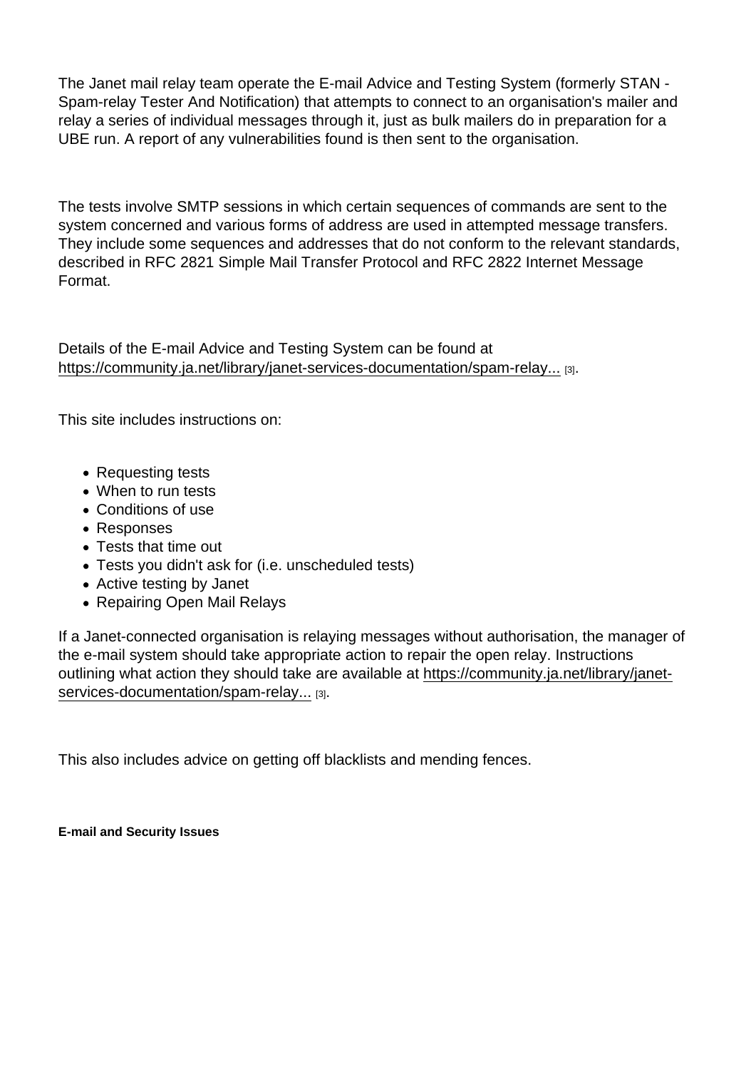The Janet mail relay team operate the E-mail Advice and Testing System (formerly STAN - Spam-relay Tester And Notification) that attempts to connect to an organisation's mailer and relay a series of individual messages through it, just as bulk mailers do in preparation for a UBE run. A report of any vulnerabilities found is then sent to the organisation.

The tests involve SMTP sessions in which certain sequences of commands are sent to the system concerned and various forms of address are used in attempted message transfers. They include some sequences and addresses that do not conform to the relevant standards, described in RFC 2821 Simple Mail Transfer Protocol and RFC 2822 Internet Message Format.

Details of the E-mail Advice and Testing System can be found at https://community.ja.net/library/janet-services-documentation/spam-relay... [3].

This site includes instructions on:

- Requesting tests
- When to run tests
- Conditions of use
- Responses
- Tests that time out
- Tests you didn't ask for (i.e. unscheduled tests)
- Active testing by Janet
- Repairing Open Mail Relays

If a Janet-connected organisation is relaying messages without authorisation, the manager of the e-mail system should take appropriate action to repair the open relay. Instructions outlining what action they should take are available at https://community.ja.net/library/janet-services-documentation/spam-relay... [3].

This also includes advice on getting off blacklists and mending fences.

**E-mail and Security Issues**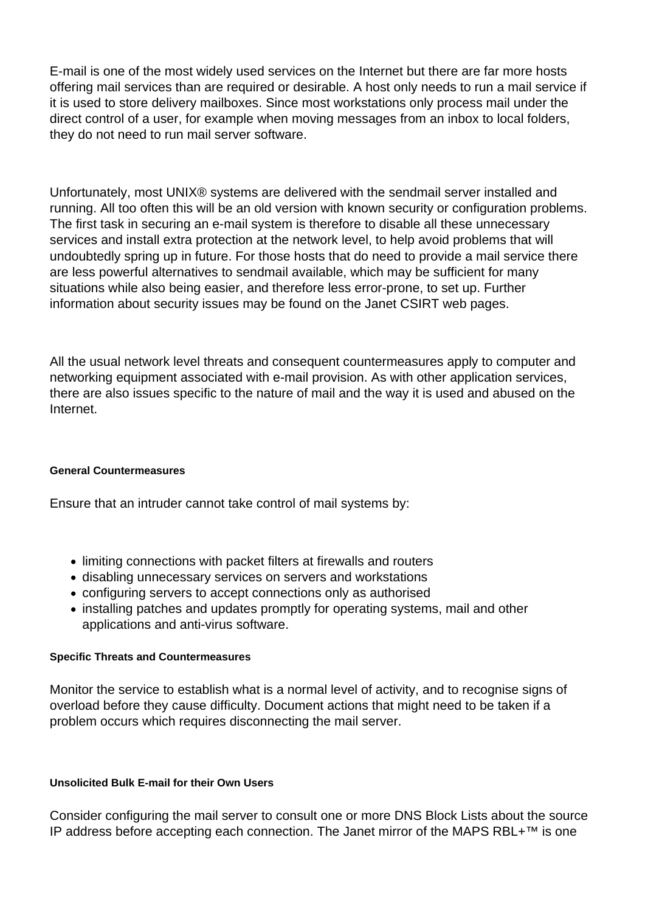E-mail is one of the most widely used services on the Internet but there are far more hosts offering mail services than are required or desirable. A host only needs to run a mail service if it is used to store delivery mailboxes. Since most workstations only process mail under the direct control of a user, for example when moving messages from an inbox to local folders, they do not need to run mail server software.

Unfortunately, most UNIX® systems are delivered with the sendmail server installed and running. All too often this will be an old version with known security or configuration problems. The first task in securing an e-mail system is therefore to disable all these unnecessary services and install extra protection at the network level, to help avoid problems that will undoubtedly spring up in future. For those hosts that do need to provide a mail service there are less powerful alternatives to sendmail available, which may be sufficient for many situations while also being easier, and therefore less error-prone, to set up. Further information about security issues may be found on the Janet CSIRT web pages.

All the usual network level threats and consequent countermeasures apply to computer and networking equipment associated with e-mail provision. As with other application services, there are also issues specific to the nature of mail and the way it is used and abused on the Internet.

#### General Countermeasures

Ensure that an intruder cannot take control of mail systems by:

- limiting connections with packet filters at firewalls and routers
- disabling unnecessary services on servers and workstations
- configuring servers to accept connections only as authorised
- installing patches and updates promptly for operating systems, mail and other applications and anti-virus software.

#### Specific Threats and Countermeasures

Monitor the service to establish what is a normal level of activity, and to recognise signs of overload before they cause difficulty. Document actions that might need to be taken if a problem occurs which requires disconnecting the mail server.

#### Unsolicited Bulk E-mail for their Own Users

Consider configuring the mail server to consult one or more DNS Block Lists about the source IP address before accepting each connection. The Janet mirror of the MAPS RBL+™ is one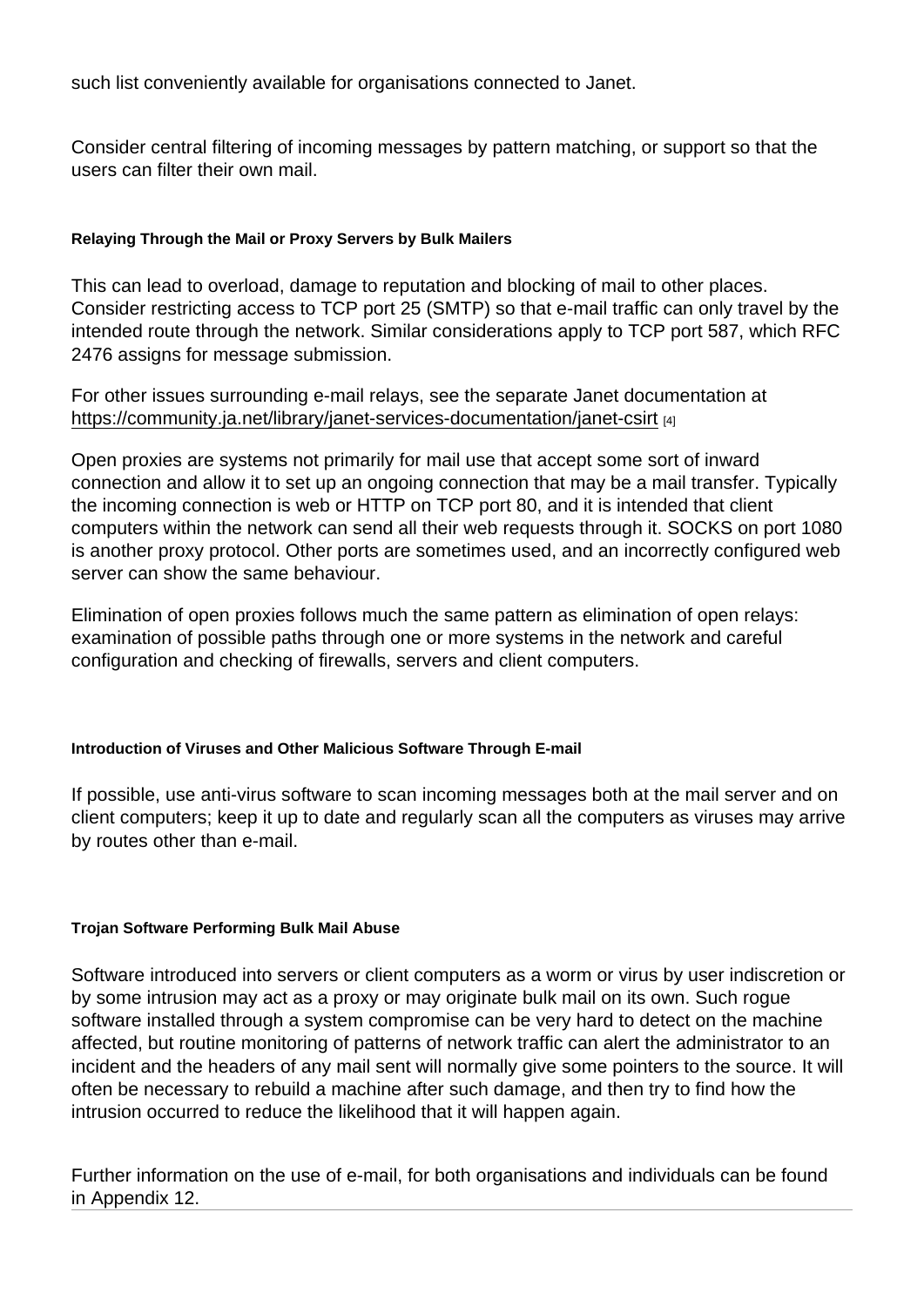such list conveniently available for organisations connected to Janet.

Consider central filtering of incoming messages by pattern matching, or support so that the users can filter their own mail.

#### Relaying Through the Mail or Proxy Servers by Bulk Mailers

This can lead to overload, damage to reputation and blocking of mail to other places. Consider restricting access to TCP port 25 (SMTP) so that e-mail traffic can only travel by the intended route through the network. Similar considerations apply to TCP port 587, which RFC 2476 assigns for message submission.

For other issues surrounding e-mail relays, see the separate Janet documentation at https://community.ja.net/library/janet-services-documentation/janet-csirt [4]

Open proxies are systems not primarily for mail use that accept some sort of inward connection and allow it to set up an ongoing connection that may be a mail transfer. Typically the incoming connection is web or HTTP on TCP port 80, and it is intended that client computers within the network can send all their web requests through it. SOCKS on port 1080 is another proxy protocol. Other ports are sometimes used, and an incorrectly configured web server can show the same behaviour.

Elimination of open proxies follows much the same pattern as elimination of open relays: examination of possible paths through one or more systems in the network and careful configuration and checking of firewalls, servers and client computers.

#### Introduction of Viruses and Other Malicious Software Through E-mail

If possible, use anti-virus software to scan incoming messages both at the mail server and on client computers; keep it up to date and regularly scan all the computers as viruses may arrive by routes other than e-mail.

#### Trojan Software Performing Bulk Mail Abuse

Software introduced into servers or client computers as a worm or virus by user indiscretion or by some intrusion may act as a proxy or may originate bulk mail on its own. Such rogue software installed through a system compromise can be very hard to detect on the machine affected, but routine monitoring of patterns of network traffic can alert the administrator to an incident and the headers of any mail sent will normally give some pointers to the source. It will often be necessary to rebuild a machine after such damage, and then try to find how the intrusion occurred to reduce the likelihood that it will happen again.

Further information on the use of e-mail, for both organisations and individuals can be found in Appendix 12.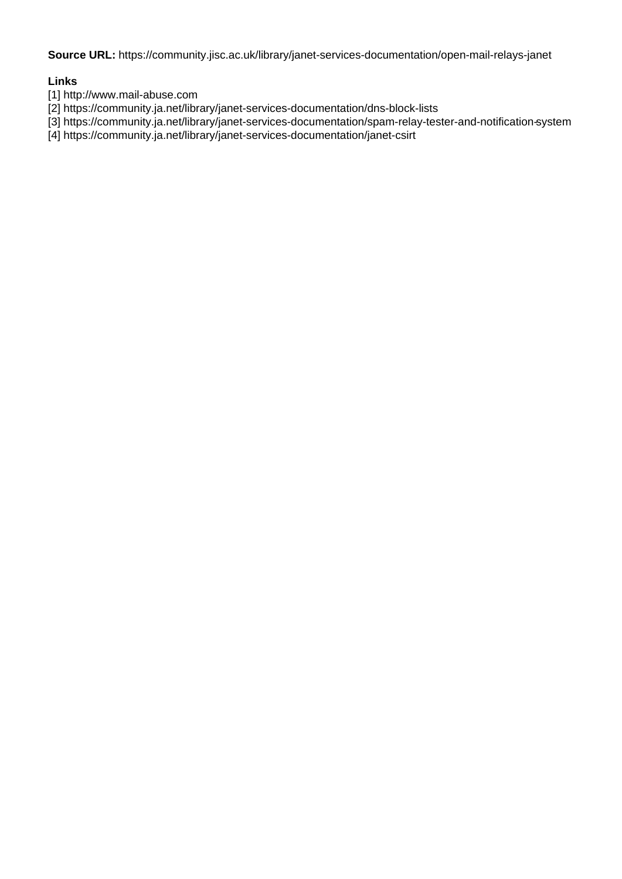**Source URL:** https://community.jisc.ac.uk/library/janet-services-documentation/open-mail-relays-janet

**Links**

[1] http://www.mail-abuse.com
[2] https://community.ja.net/library/janet-services-documentation/dns-block-lists
[3] https://community.ja.net/library/janet-services-documentation/spam-relay-tester-and-notification-system
[4] https://community.ja.net/library/janet-services-documentation/janet-csirt